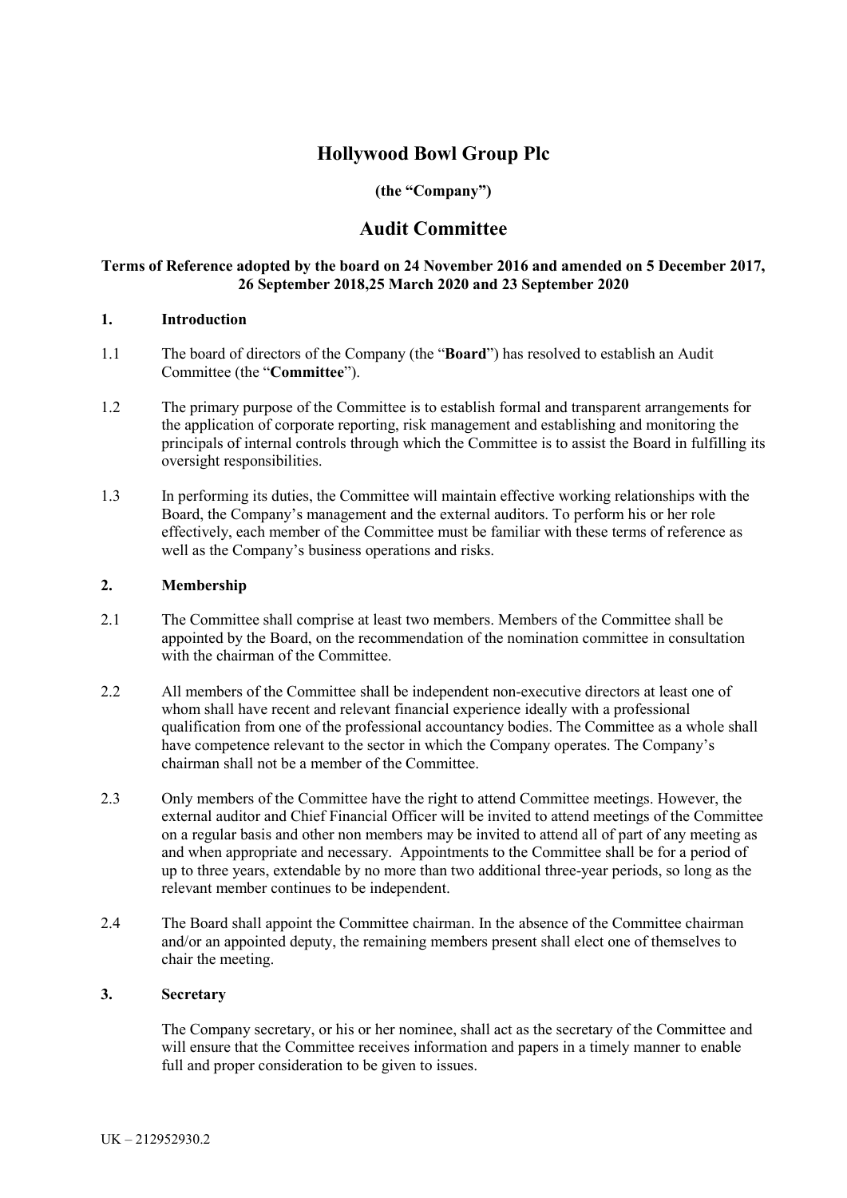# Hollywood Bowl Group Plc

**(the "Company")**

## Audit Committee

**Terms of Reference adopted by the board on 24 November 2016 and amended on 5 December 2017, 26 September 2018,25 March 2020 and 23 September 2020**

### 1. Introduction

1.1 The board of directors of the Company (the "**Board**") has resolved to establish an Audit Committee (the "**Committee**").

1.2 The primary purpose of the Committee is to establish formal and transparent arrangements for the application of corporate reporting, risk management and establishing and monitoring the principals of internal controls through which the Committee is to assist the Board in fulfilling its oversight responsibilities.

1.3 In performing its duties, the Committee will maintain effective working relationships with the Board, the Company's management and the external auditors. To perform his or her role effectively, each member of the Committee must be familiar with these terms of reference as well as the Company's business operations and risks.

### 2. Membership

2.1 The Committee shall comprise at least two members. Members of the Committee shall be appointed by the Board, on the recommendation of the nomination committee in consultation with the chairman of the Committee.

2.2 All members of the Committee shall be independent non-executive directors at least one of whom shall have recent and relevant financial experience ideally with a professional qualification from one of the professional accountancy bodies. The Committee as a whole shall have competence relevant to the sector in which the Company operates. The Company's chairman shall not be a member of the Committee.

2.3 Only members of the Committee have the right to attend Committee meetings. However, the external auditor and Chief Financial Officer will be invited to attend meetings of the Committee on a regular basis and other non members may be invited to attend all of part of any meeting as and when appropriate and necessary. Appointments to the Committee shall be for a period of up to three years, extendable by no more than two additional three-year periods, so long as the relevant member continues to be independent.

2.4 The Board shall appoint the Committee chairman. In the absence of the Committee chairman and/or an appointed deputy, the remaining members present shall elect one of themselves to chair the meeting.

### 3. Secretary

The Company secretary, or his or her nominee, shall act as the secretary of the Committee and will ensure that the Committee receives information and papers in a timely manner to enable full and proper consideration to be given to issues.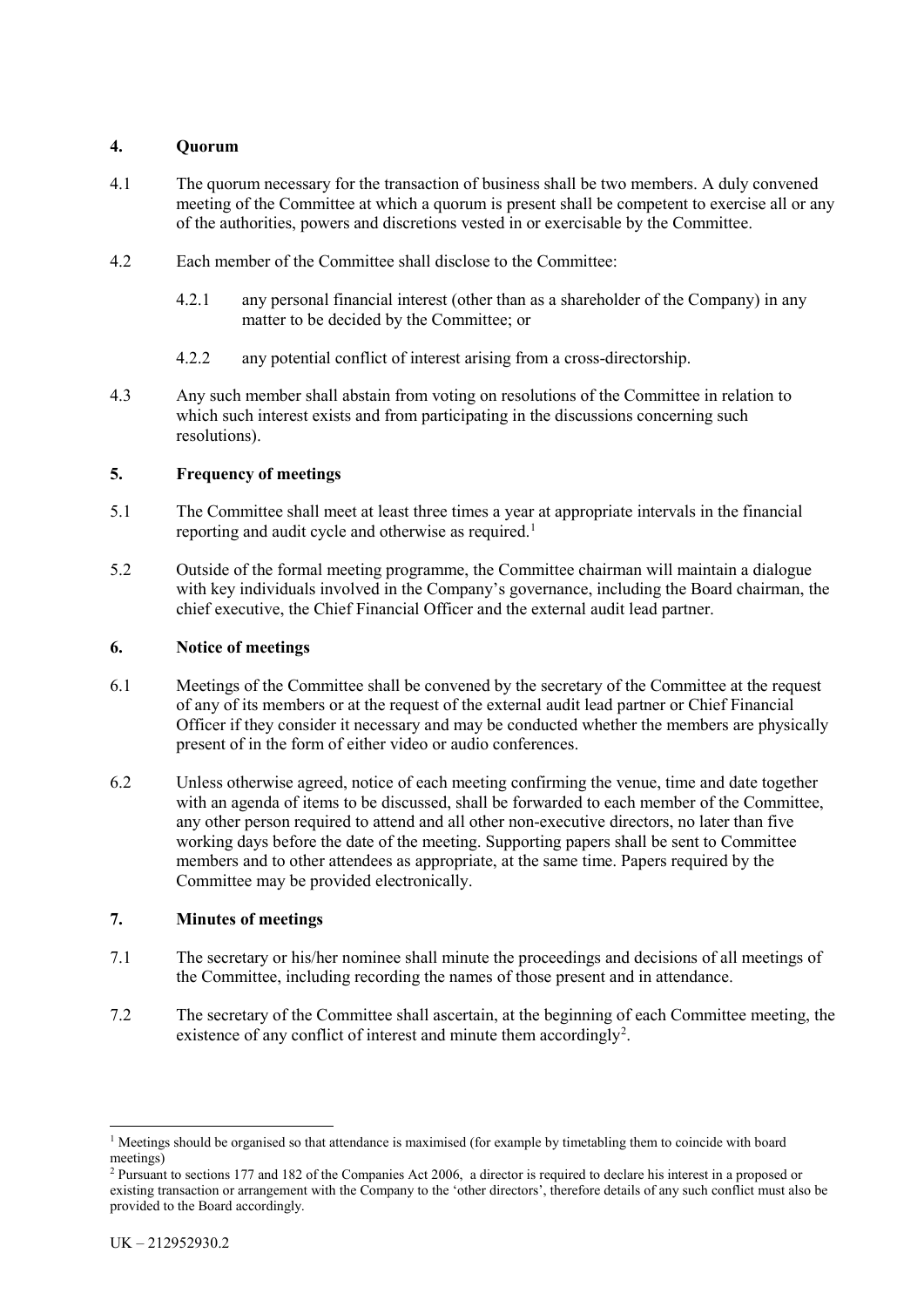## 4. Quorum

4.1 The quorum necessary for the transaction of business shall be two members. A duly convened meeting of the Committee at which a quorum is present shall be competent to exercise all or any of the authorities, powers and discretions vested in or exercisable by the Committee.

4.2 Each member of the Committee shall disclose to the Committee:

4.2.1 any personal financial interest (other than as a shareholder of the Company) in any matter to be decided by the Committee; or

4.2.2 any potential conflict of interest arising from a cross-directorship.

4.3 Any such member shall abstain from voting on resolutions of the Committee in relation to which such interest exists and from participating in the discussions concerning such resolutions).

## 5. Frequency of meetings

5.1 The Committee shall meet at least three times a year at appropriate intervals in the financial reporting and audit cycle and otherwise as required.[1]

5.2 Outside of the formal meeting programme, the Committee chairman will maintain a dialogue with key individuals involved in the Company's governance, including the Board chairman, the chief executive, the Chief Financial Officer and the external audit lead partner.

## 6. Notice of meetings

6.1 Meetings of the Committee shall be convened by the secretary of the Committee at the request of any of its members or at the request of the external audit lead partner or Chief Financial Officer if they consider it necessary and may be conducted whether the members are physically present of in the form of either video or audio conferences.

6.2 Unless otherwise agreed, notice of each meeting confirming the venue, time and date together with an agenda of items to be discussed, shall be forwarded to each member of the Committee, any other person required to attend and all other non-executive directors, no later than five working days before the date of the meeting. Supporting papers shall be sent to Committee members and to other attendees as appropriate, at the same time. Papers required by the Committee may be provided electronically.

## 7. Minutes of meetings

7.1 The secretary or his/her nominee shall minute the proceedings and decisions of all meetings of the Committee, including recording the names of those present and in attendance.

7.2 The secretary of the Committee shall ascertain, at the beginning of each Committee meeting, the existence of any conflict of interest and minute them accordingly[2].

---

[1] Meetings should be organised so that attendance is maximised (for example by timetabling them to coincide with board meetings)

[2] Pursuant to sections 177 and 182 of the Companies Act 2006, a director is required to declare his interest in a proposed or existing transaction or arrangement with the Company to the 'other directors', therefore details of any such conflict must also be provided to the Board accordingly.

UK – 212952930.2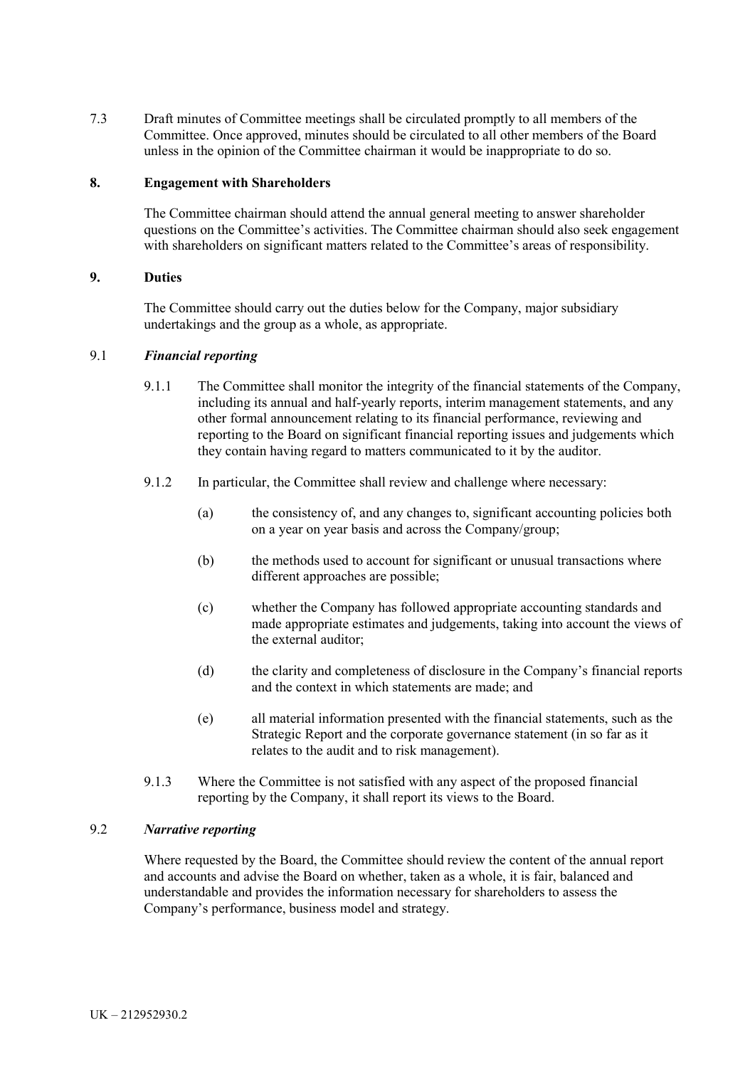7.3 Draft minutes of Committee meetings shall be circulated promptly to all members of the Committee. Once approved, minutes should be circulated to all other members of the Board unless in the opinion of the Committee chairman it would be inappropriate to do so.

## 8. Engagement with Shareholders

The Committee chairman should attend the annual general meeting to answer shareholder questions on the Committee's activities. The Committee chairman should also seek engagement with shareholders on significant matters related to the Committee's areas of responsibility.

## 9. Duties

The Committee should carry out the duties below for the Company, major subsidiary undertakings and the group as a whole, as appropriate.

### 9.1 *Financial reporting*

9.1.1 The Committee shall monitor the integrity of the financial statements of the Company, including its annual and half-yearly reports, interim management statements, and any other formal announcement relating to its financial performance, reviewing and reporting to the Board on significant financial reporting issues and judgements which they contain having regard to matters communicated to it by the auditor.

9.1.2 In particular, the Committee shall review and challenge where necessary:

- (a) the consistency of, and any changes to, significant accounting policies both on a year on year basis and across the Company/group;
- (b) the methods used to account for significant or unusual transactions where different approaches are possible;
- (c) whether the Company has followed appropriate accounting standards and made appropriate estimates and judgements, taking into account the views of the external auditor;
- (d) the clarity and completeness of disclosure in the Company's financial reports and the context in which statements are made; and
- (e) all material information presented with the financial statements, such as the Strategic Report and the corporate governance statement (in so far as it relates to the audit and to risk management).

9.1.3 Where the Committee is not satisfied with any aspect of the proposed financial reporting by the Company, it shall report its views to the Board.

### 9.2 *Narrative reporting*

Where requested by the Board, the Committee should review the content of the annual report and accounts and advise the Board on whether, taken as a whole, it is fair, balanced and understandable and provides the information necessary for shareholders to assess the Company's performance, business model and strategy.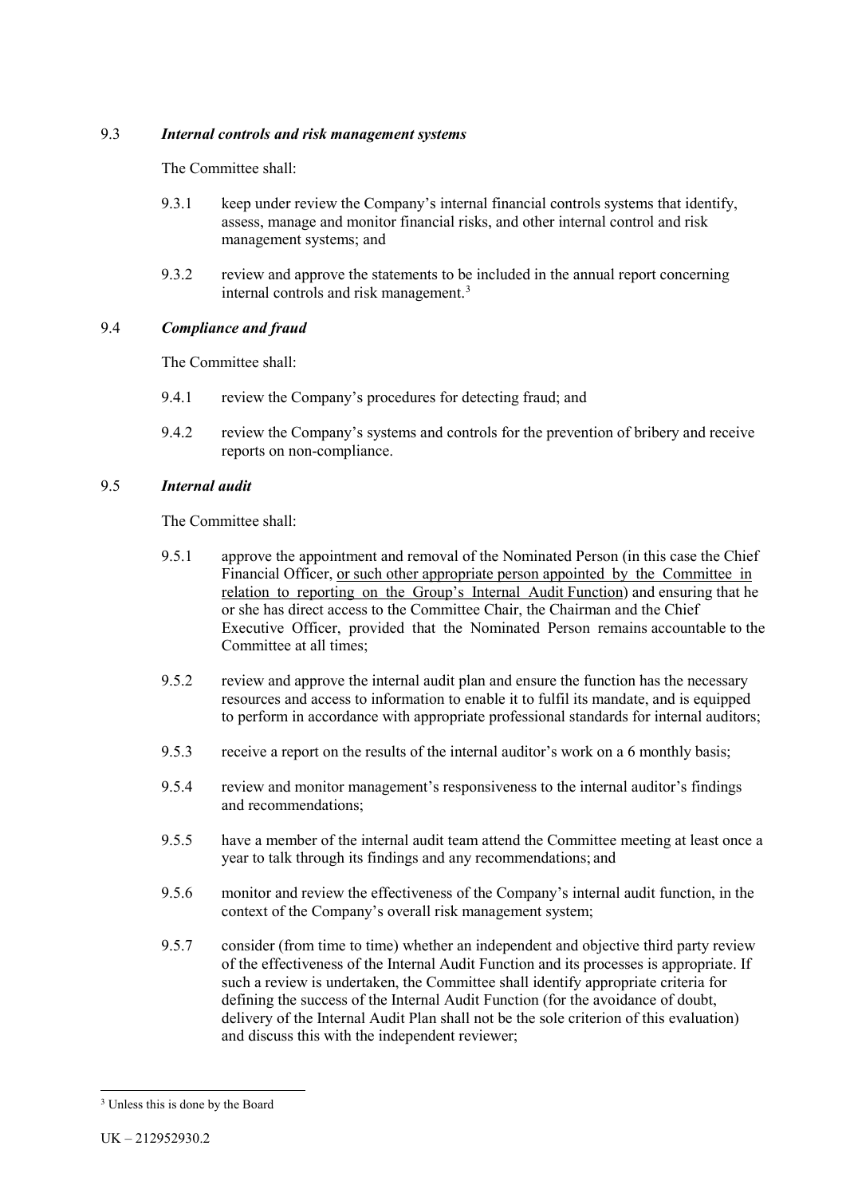### 9.3 *Internal controls and risk management systems*

The Committee shall:

9.3.1 keep under review the Company's internal financial controls systems that identify, assess, manage and monitor financial risks, and other internal control and risk management systems; and

9.3.2 review and approve the statements to be included in the annual report concerning internal controls and risk management.[3]

### 9.4 *Compliance and fraud*

The Committee shall:

9.4.1 review the Company's procedures for detecting fraud; and

9.4.2 review the Company's systems and controls for the prevention of bribery and receive reports on non-compliance.

### 9.5 *Internal audit*

The Committee shall:

9.5.1 approve the appointment and removal of the Nominated Person (in this case the Chief Financial Officer, or such other appropriate person appointed by the Committee in relation to reporting on the Group's Internal Audit Function) and ensuring that he or she has direct access to the Committee Chair, the Chairman and the Chief Executive Officer, provided that the Nominated Person remains accountable to the Committee at all times;

9.5.2 review and approve the internal audit plan and ensure the function has the necessary resources and access to information to enable it to fulfil its mandate, and is equipped to perform in accordance with appropriate professional standards for internal auditors;

9.5.3 receive a report on the results of the internal auditor's work on a 6 monthly basis;

9.5.4 review and monitor management's responsiveness to the internal auditor's findings and recommendations;

9.5.5 have a member of the internal audit team attend the Committee meeting at least once a year to talk through its findings and any recommendations; and

9.5.6 monitor and review the effectiveness of the Company's internal audit function, in the context of the Company's overall risk management system;

9.5.7 consider (from time to time) whether an independent and objective third party review of the effectiveness of the Internal Audit Function and its processes is appropriate. If such a review is undertaken, the Committee shall identify appropriate criteria for defining the success of the Internal Audit Function (for the avoidance of doubt, delivery of the Internal Audit Plan shall not be the sole criterion of this evaluation) and discuss this with the independent reviewer;

---

[3] Unless this is done by the Board

UK – 212952930.2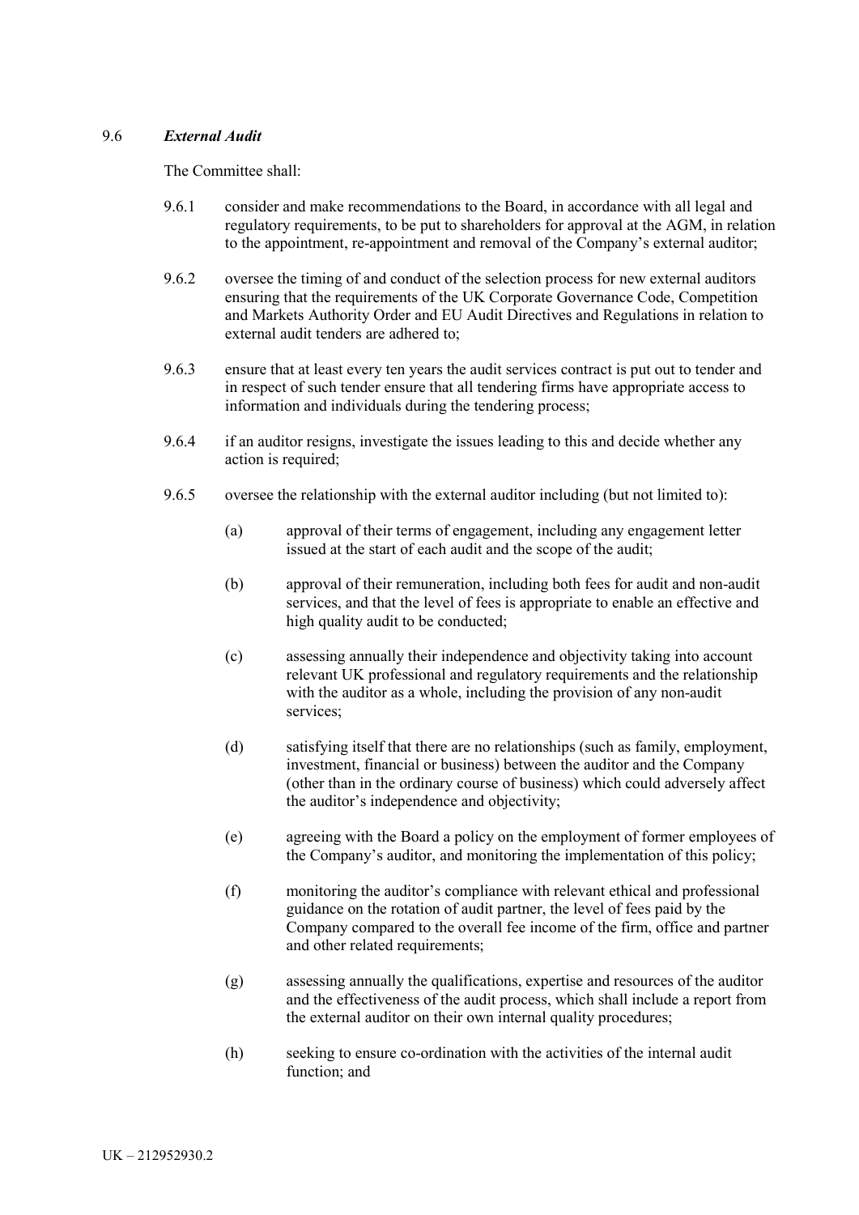### 9.6 *External Audit*

The Committee shall:

9.6.1 consider and make recommendations to the Board, in accordance with all legal and regulatory requirements, to be put to shareholders for approval at the AGM, in relation to the appointment, re-appointment and removal of the Company's external auditor;

9.6.2 oversee the timing of and conduct of the selection process for new external auditors ensuring that the requirements of the UK Corporate Governance Code, Competition and Markets Authority Order and EU Audit Directives and Regulations in relation to external audit tenders are adhered to;

9.6.3 ensure that at least every ten years the audit services contract is put out to tender and in respect of such tender ensure that all tendering firms have appropriate access to information and individuals during the tendering process;

9.6.4 if an auditor resigns, investigate the issues leading to this and decide whether any action is required;

9.6.5 oversee the relationship with the external auditor including (but not limited to):

(a) approval of their terms of engagement, including any engagement letter issued at the start of each audit and the scope of the audit;

(b) approval of their remuneration, including both fees for audit and non-audit services, and that the level of fees is appropriate to enable an effective and high quality audit to be conducted;

(c) assessing annually their independence and objectivity taking into account relevant UK professional and regulatory requirements and the relationship with the auditor as a whole, including the provision of any non-audit services;

(d) satisfying itself that there are no relationships (such as family, employment, investment, financial or business) between the auditor and the Company (other than in the ordinary course of business) which could adversely affect the auditor's independence and objectivity;

(e) agreeing with the Board a policy on the employment of former employees of the Company's auditor, and monitoring the implementation of this policy;

(f) monitoring the auditor's compliance with relevant ethical and professional guidance on the rotation of audit partner, the level of fees paid by the Company compared to the overall fee income of the firm, office and partner and other related requirements;

(g) assessing annually the qualifications, expertise and resources of the auditor and the effectiveness of the audit process, which shall include a report from the external auditor on their own internal quality procedures;

(h) seeking to ensure co-ordination with the activities of the internal audit function; and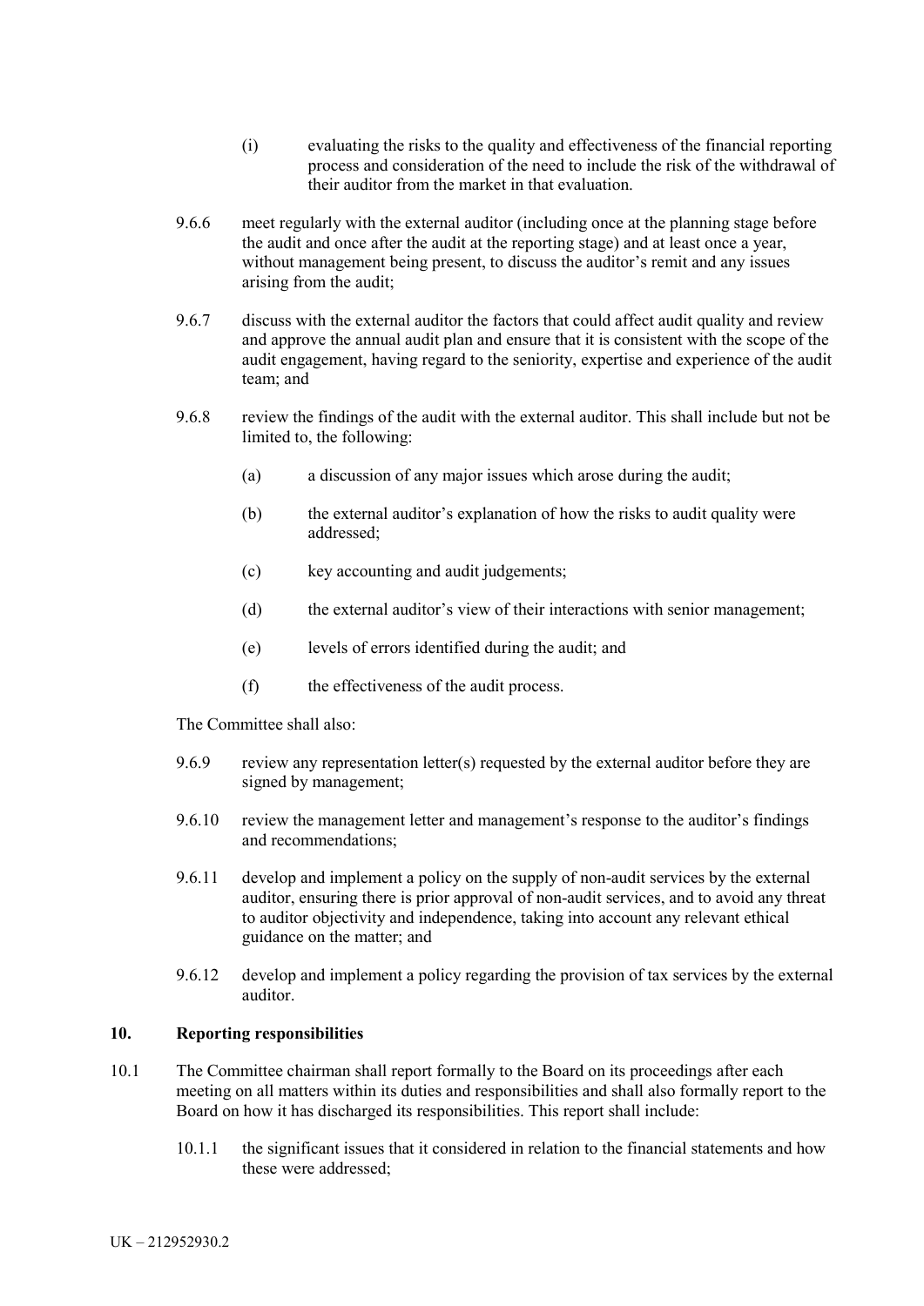(i) evaluating the risks to the quality and effectiveness of the financial reporting process and consideration of the need to include the risk of the withdrawal of their auditor from the market in that evaluation.

9.6.6 meet regularly with the external auditor (including once at the planning stage before the audit and once after the audit at the reporting stage) and at least once a year, without management being present, to discuss the auditor's remit and any issues arising from the audit;

9.6.7 discuss with the external auditor the factors that could affect audit quality and review and approve the annual audit plan and ensure that it is consistent with the scope of the audit engagement, having regard to the seniority, expertise and experience of the audit team; and

9.6.8 review the findings of the audit with the external auditor. This shall include but not be limited to, the following:

(a) a discussion of any major issues which arose during the audit;

(b) the external auditor's explanation of how the risks to audit quality were addressed;

(c) key accounting and audit judgements;

(d) the external auditor's view of their interactions with senior management;

(e) levels of errors identified during the audit; and

(f) the effectiveness of the audit process.

The Committee shall also:

9.6.9 review any representation letter(s) requested by the external auditor before they are signed by management;

9.6.10 review the management letter and management's response to the auditor's findings and recommendations;

9.6.11 develop and implement a policy on the supply of non-audit services by the external auditor, ensuring there is prior approval of non-audit services, and to avoid any threat to auditor objectivity and independence, taking into account any relevant ethical guidance on the matter; and

9.6.12 develop and implement a policy regarding the provision of tax services by the external auditor.

## 10. Reporting responsibilities

10.1 The Committee chairman shall report formally to the Board on its proceedings after each meeting on all matters within its duties and responsibilities and shall also formally report to the Board on how it has discharged its responsibilities. This report shall include:

10.1.1 the significant issues that it considered in relation to the financial statements and how these were addressed;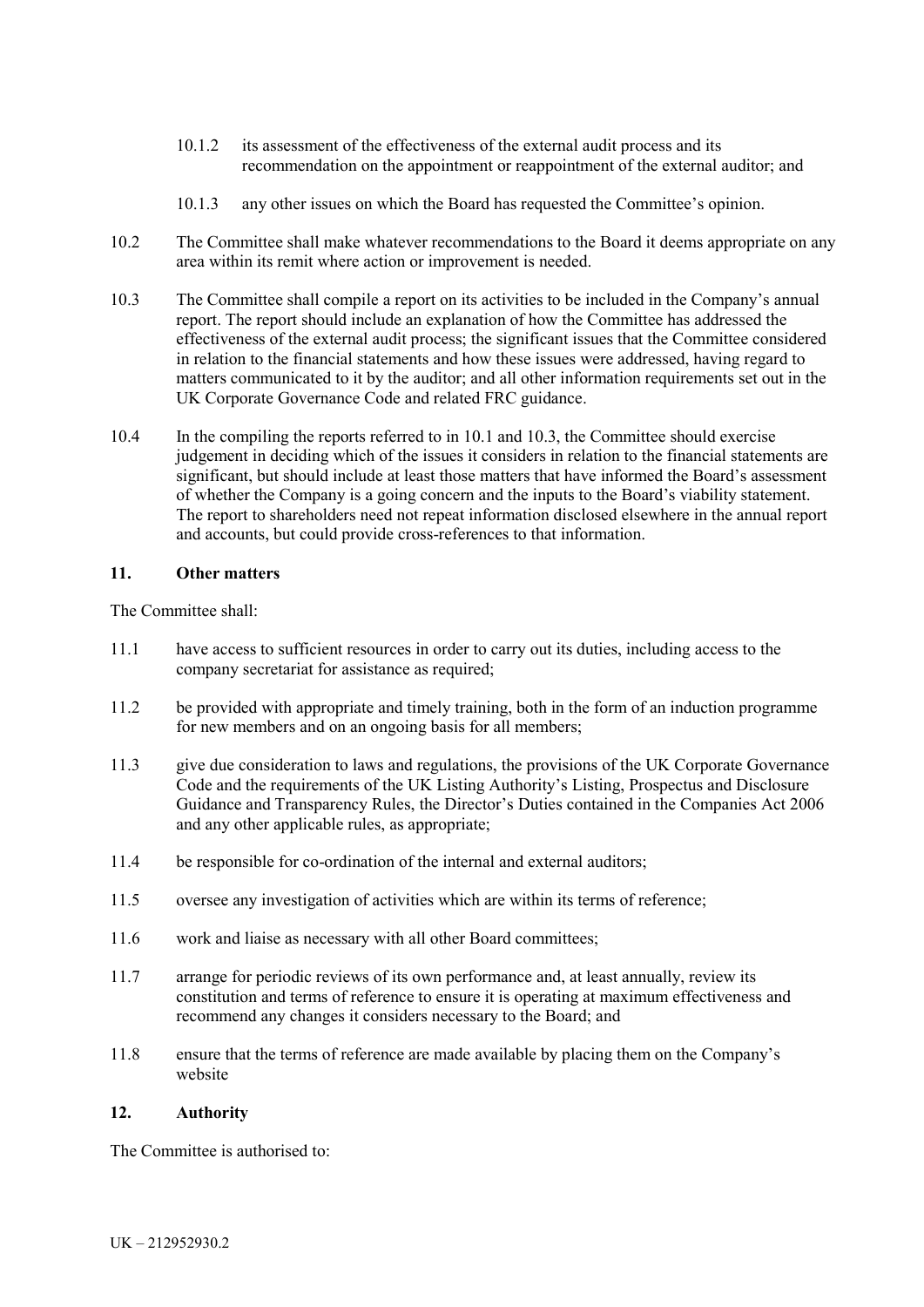10.1.2 its assessment of the effectiveness of the external audit process and its recommendation on the appointment or reappointment of the external auditor; and

10.1.3 any other issues on which the Board has requested the Committee's opinion.

10.2 The Committee shall make whatever recommendations to the Board it deems appropriate on any area within its remit where action or improvement is needed.

10.3 The Committee shall compile a report on its activities to be included in the Company's annual report. The report should include an explanation of how the Committee has addressed the effectiveness of the external audit process; the significant issues that the Committee considered in relation to the financial statements and how these issues were addressed, having regard to matters communicated to it by the auditor; and all other information requirements set out in the UK Corporate Governance Code and related FRC guidance.

10.4 In the compiling the reports referred to in 10.1 and 10.3, the Committee should exercise judgement in deciding which of the issues it considers in relation to the financial statements are significant, but should include at least those matters that have informed the Board's assessment of whether the Company is a going concern and the inputs to the Board's viability statement. The report to shareholders need not repeat information disclosed elsewhere in the annual report and accounts, but could provide cross-references to that information.

## 11. Other matters

The Committee shall:

11.1 have access to sufficient resources in order to carry out its duties, including access to the company secretariat for assistance as required;

11.2 be provided with appropriate and timely training, both in the form of an induction programme for new members and on an ongoing basis for all members;

11.3 give due consideration to laws and regulations, the provisions of the UK Corporate Governance Code and the requirements of the UK Listing Authority's Listing, Prospectus and Disclosure Guidance and Transparency Rules, the Director's Duties contained in the Companies Act 2006 and any other applicable rules, as appropriate;

11.4 be responsible for co-ordination of the internal and external auditors;

11.5 oversee any investigation of activities which are within its terms of reference;

11.6 work and liaise as necessary with all other Board committees;

11.7 arrange for periodic reviews of its own performance and, at least annually, review its constitution and terms of reference to ensure it is operating at maximum effectiveness and recommend any changes it considers necessary to the Board; and

11.8 ensure that the terms of reference are made available by placing them on the Company's website

## 12. Authority

The Committee is authorised to: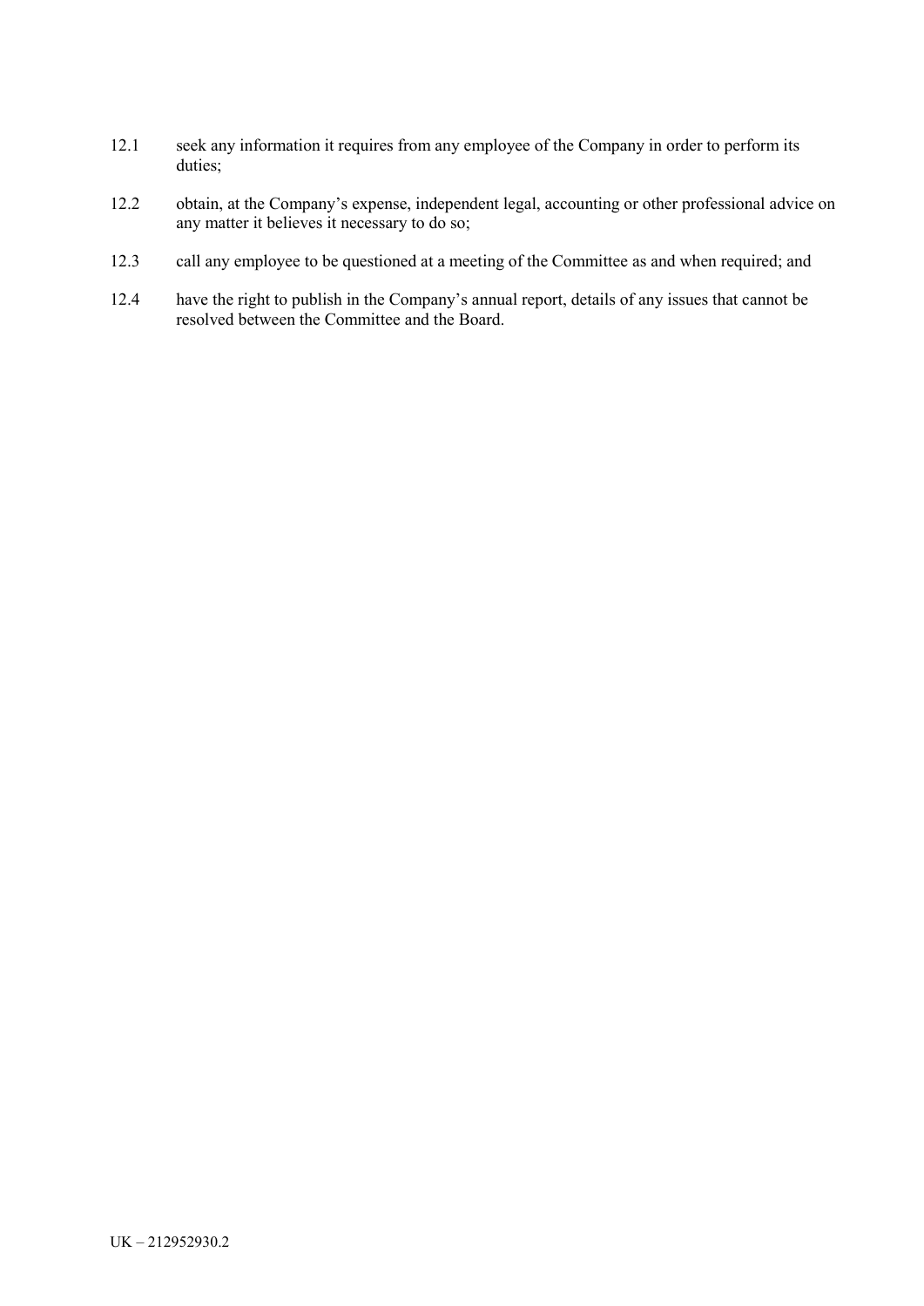12.1 seek any information it requires from any employee of the Company in order to perform its duties;

12.2 obtain, at the Company's expense, independent legal, accounting or other professional advice on any matter it believes it necessary to do so;

12.3 call any employee to be questioned at a meeting of the Committee as and when required; and

12.4 have the right to publish in the Company's annual report, details of any issues that cannot be resolved between the Committee and the Board.